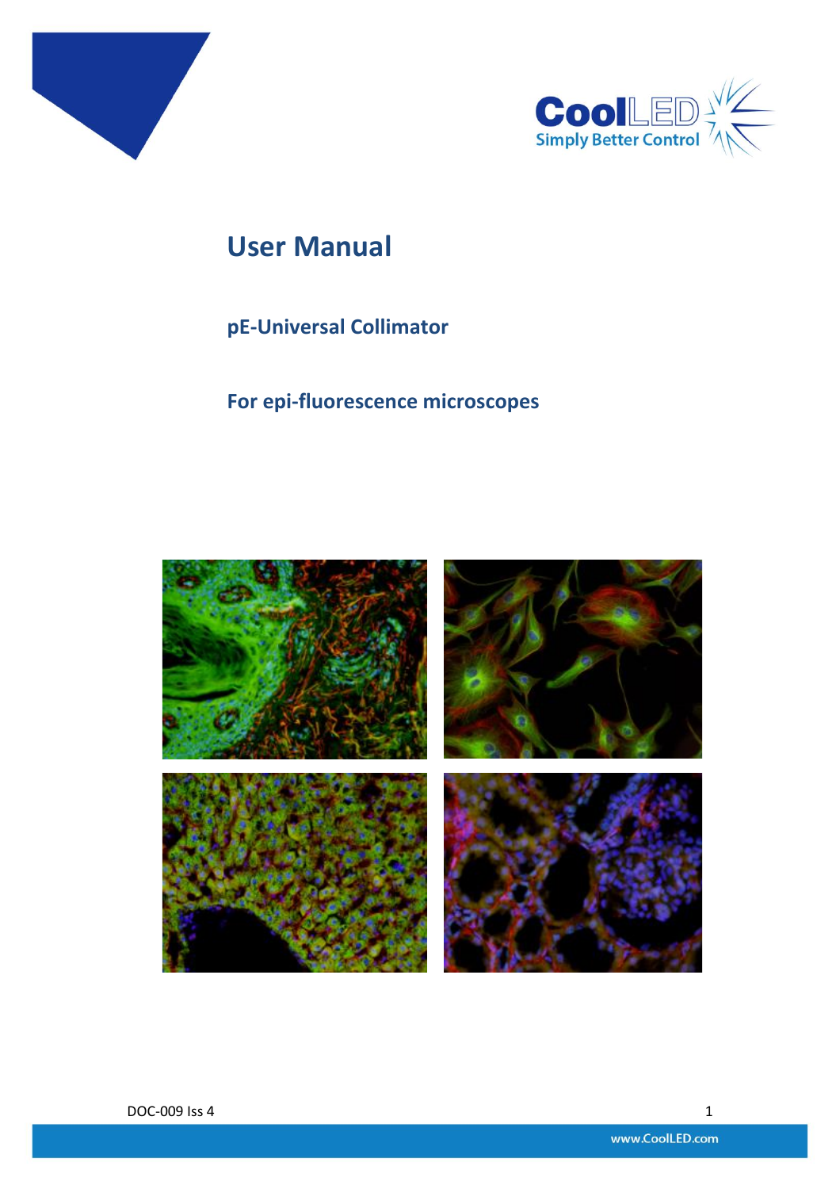# User Manual

## pE-Universal Collimator

## For epi-fluorescence microscopes

DOC-009 Iss 4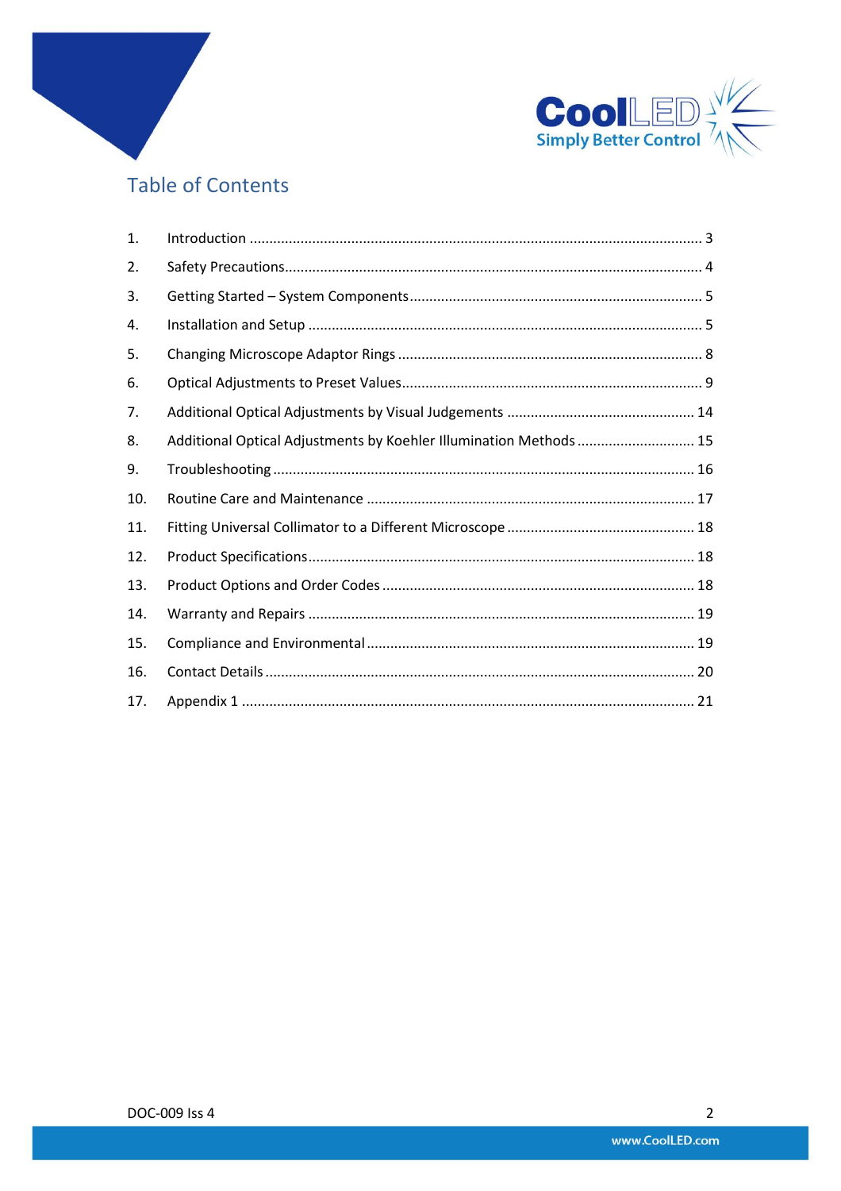## Table of Contents

1. Introduction ........ 3
2. Safety Precautions ........ 4
3. Getting Started – System Components ........ 5
4. Installation and Setup ........ 5
5. Changing Microscope Adaptor Rings ........ 8
6. Optical Adjustments to Preset Values ........ 9
7. Additional Optical Adjustments by Visual Judgements ........ 14
8. Additional Optical Adjustments by Koehler Illumination Methods ........ 15
9. Troubleshooting ........ 16
10. Routine Care and Maintenance ........ 17
11. Fitting Universal Collimator to a Different Microscope ........ 18
12. Product Specifications ........ 18
13. Product Options and Order Codes ........ 18
14. Warranty and Repairs ........ 19
15. Compliance and Environmental ........ 19
16. Contact Details ........ 20
17. Appendix 1 ........ 21

DOC-009 Iss 4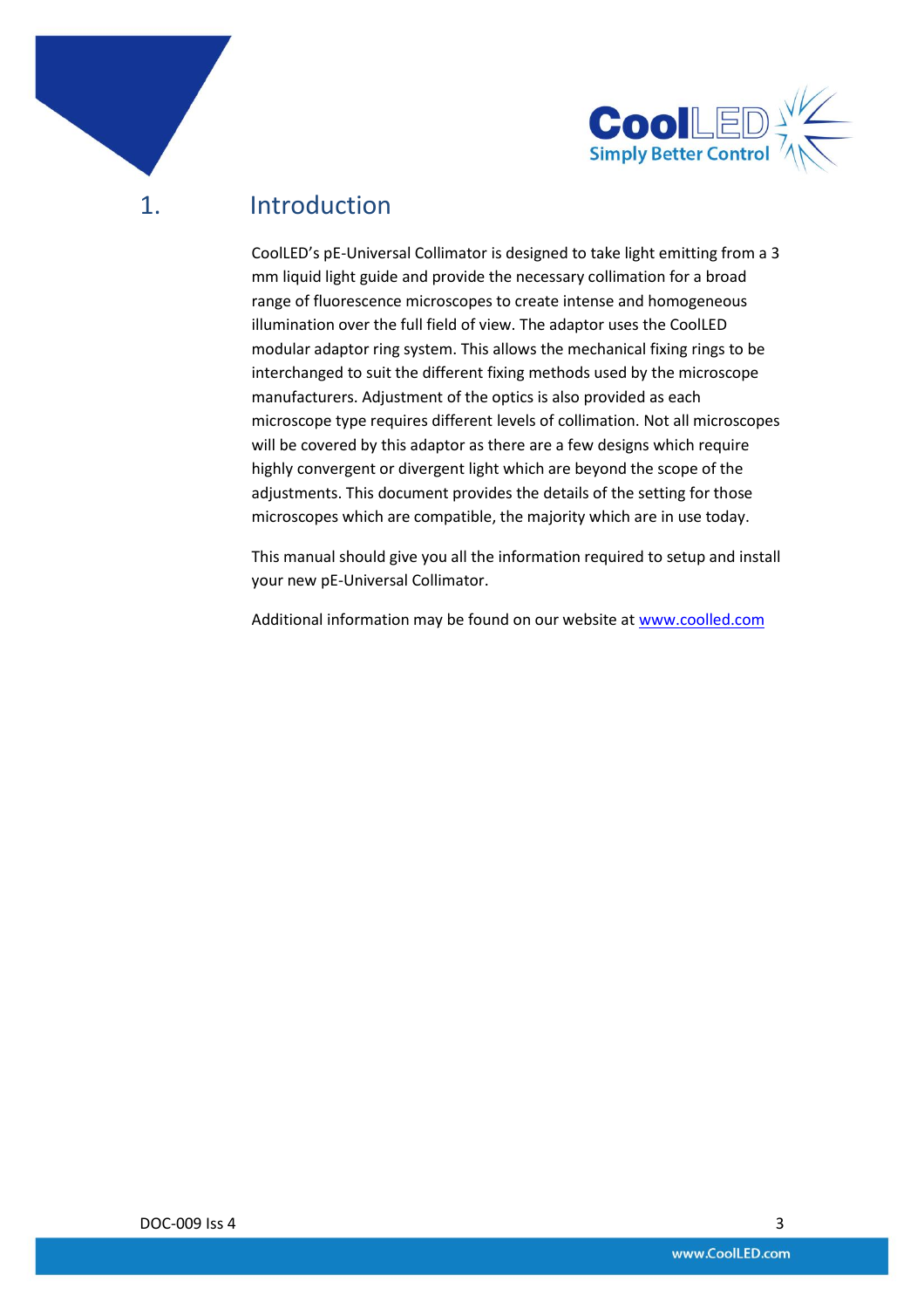# 1. Introduction

CoolLED's pE-Universal Collimator is designed to take light emitting from a 3 mm liquid light guide and provide the necessary collimation for a broad range of fluorescence microscopes to create intense and homogeneous illumination over the full field of view. The adaptor uses the CoolLED modular adaptor ring system. This allows the mechanical fixing rings to be interchanged to suit the different fixing methods used by the microscope manufacturers. Adjustment of the optics is also provided as each microscope type requires different levels of collimation. Not all microscopes will be covered by this adaptor as there are a few designs which require highly convergent or divergent light which are beyond the scope of the adjustments. This document provides the details of the setting for those microscopes which are compatible, the majority which are in use today.

This manual should give you all the information required to setup and install your new pE-Universal Collimator.

Additional information may be found on our website at www.coolled.com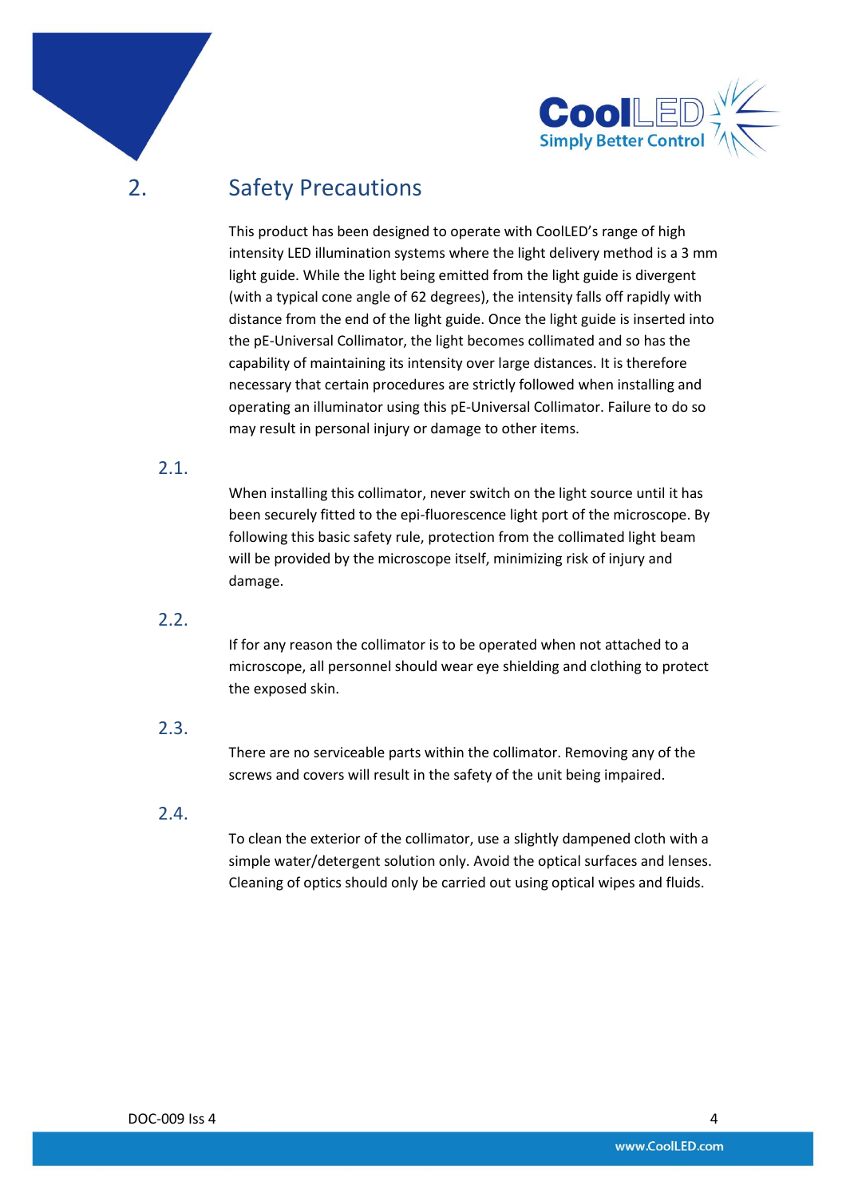## 2. Safety Precautions

This product has been designed to operate with CoolLED's range of high intensity LED illumination systems where the light delivery method is a 3 mm light guide. While the light being emitted from the light guide is divergent (with a typical cone angle of 62 degrees), the intensity falls off rapidly with distance from the end of the light guide. Once the light guide is inserted into the pE-Universal Collimator, the light becomes collimated and so has the capability of maintaining its intensity over large distances. It is therefore necessary that certain procedures are strictly followed when installing and operating an illuminator using this pE-Universal Collimator. Failure to do so may result in personal injury or damage to other items.

### 2.1.

When installing this collimator, never switch on the light source until it has been securely fitted to the epi-fluorescence light port of the microscope. By following this basic safety rule, protection from the collimated light beam will be provided by the microscope itself, minimizing risk of injury and damage.

### 2.2.

If for any reason the collimator is to be operated when not attached to a microscope, all personnel should wear eye shielding and clothing to protect the exposed skin.

### 2.3.

There are no serviceable parts within the collimator. Removing any of the screws and covers will result in the safety of the unit being impaired.

### 2.4.

To clean the exterior of the collimator, use a slightly dampened cloth with a simple water/detergent solution only. Avoid the optical surfaces and lenses. Cleaning of optics should only be carried out using optical wipes and fluids.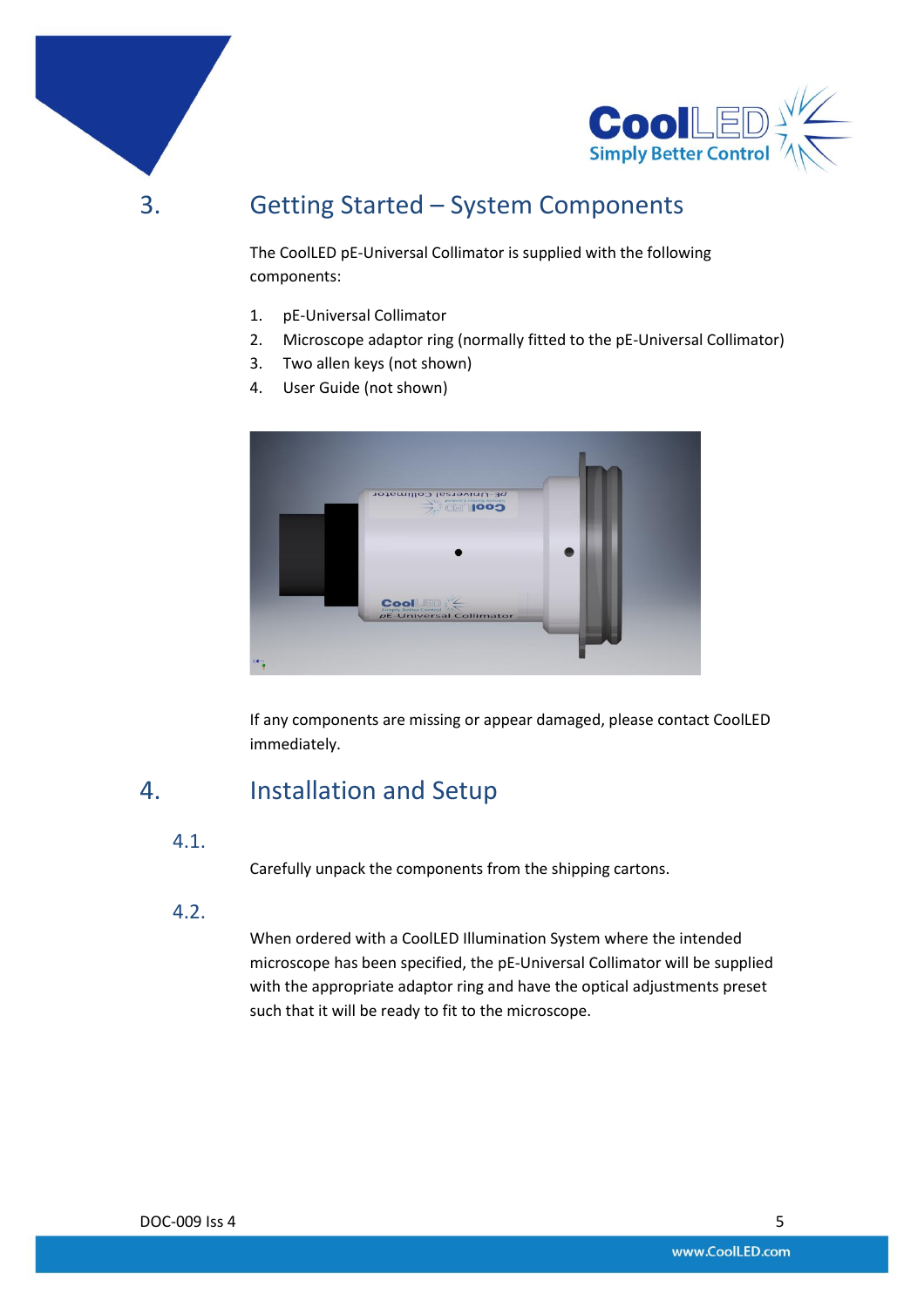# 3. Getting Started – System Components

The CoolLED pE-Universal Collimator is supplied with the following components:

1. pE-Universal Collimator
2. Microscope adaptor ring (normally fitted to the pE-Universal Collimator)
3. Two allen keys (not shown)
4. User Guide (not shown)

If any components are missing or appear damaged, please contact CoolLED immediately.

# 4. Installation and Setup

## 4.1.

Carefully unpack the components from the shipping cartons.

## 4.2.

When ordered with a CoolLED Illumination System where the intended microscope has been specified, the pE-Universal Collimator will be supplied with the appropriate adaptor ring and have the optical adjustments preset such that it will be ready to fit to the microscope.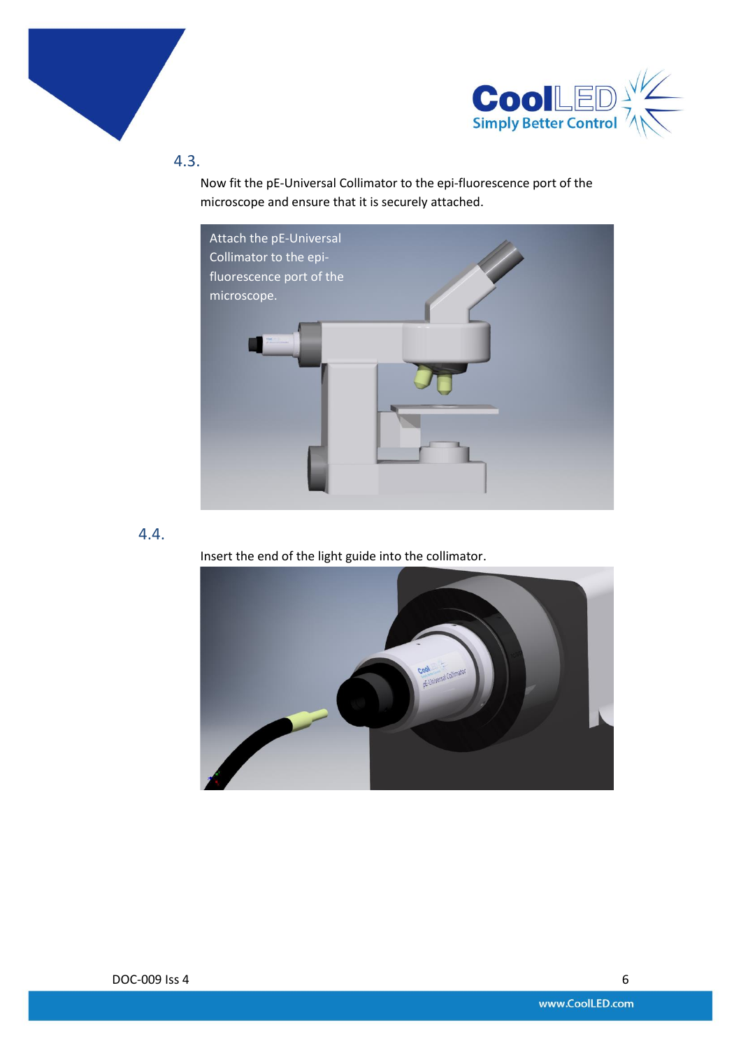## 4.3.

Now fit the pE-Universal Collimator to the epi-fluorescence port of the microscope and ensure that it is securely attached.

## 4.4.

Insert the end of the light guide into the collimator.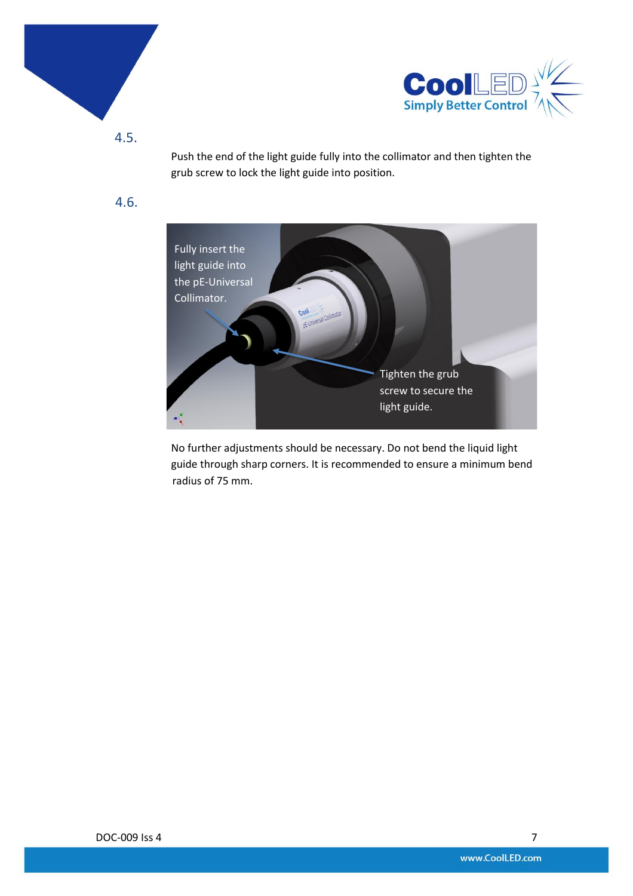4.5.

Push the end of the light guide fully into the collimator and then tighten the grub screw to lock the light guide into position.

4.6.

Fully insert the light guide into the pE-Universal Collimator.

Tighten the grub screw to secure the light guide.

No further adjustments should be necessary. Do not bend the liquid light guide through sharp corners. It is recommended to ensure a minimum bend radius of 75 mm.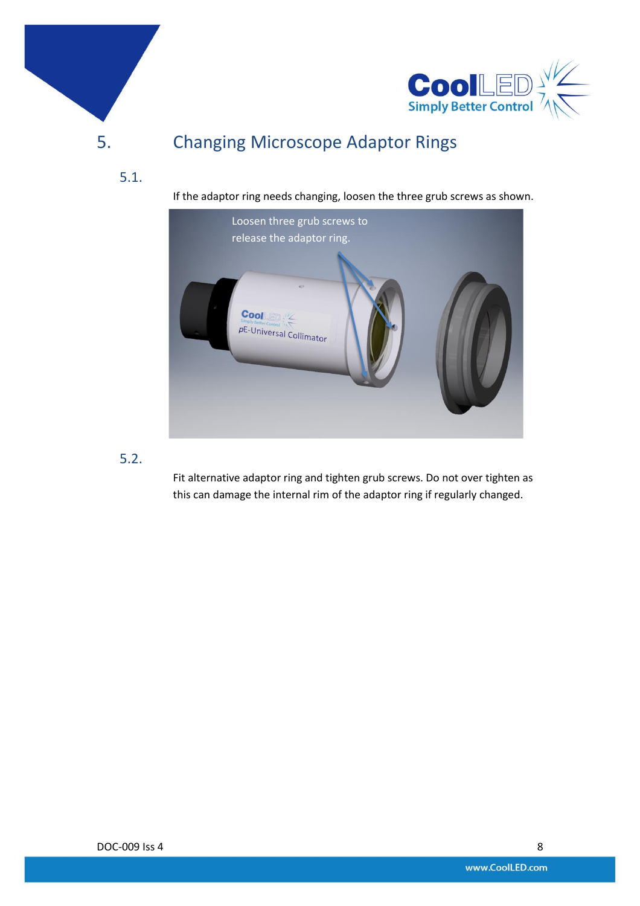# 5. Changing Microscope Adaptor Rings

## 5.1.

If the adaptor ring needs changing, loosen the three grub screws as shown.

## 5.2.

Fit alternative adaptor ring and tighten grub screws. Do not over tighten as this can damage the internal rim of the adaptor ring if regularly changed.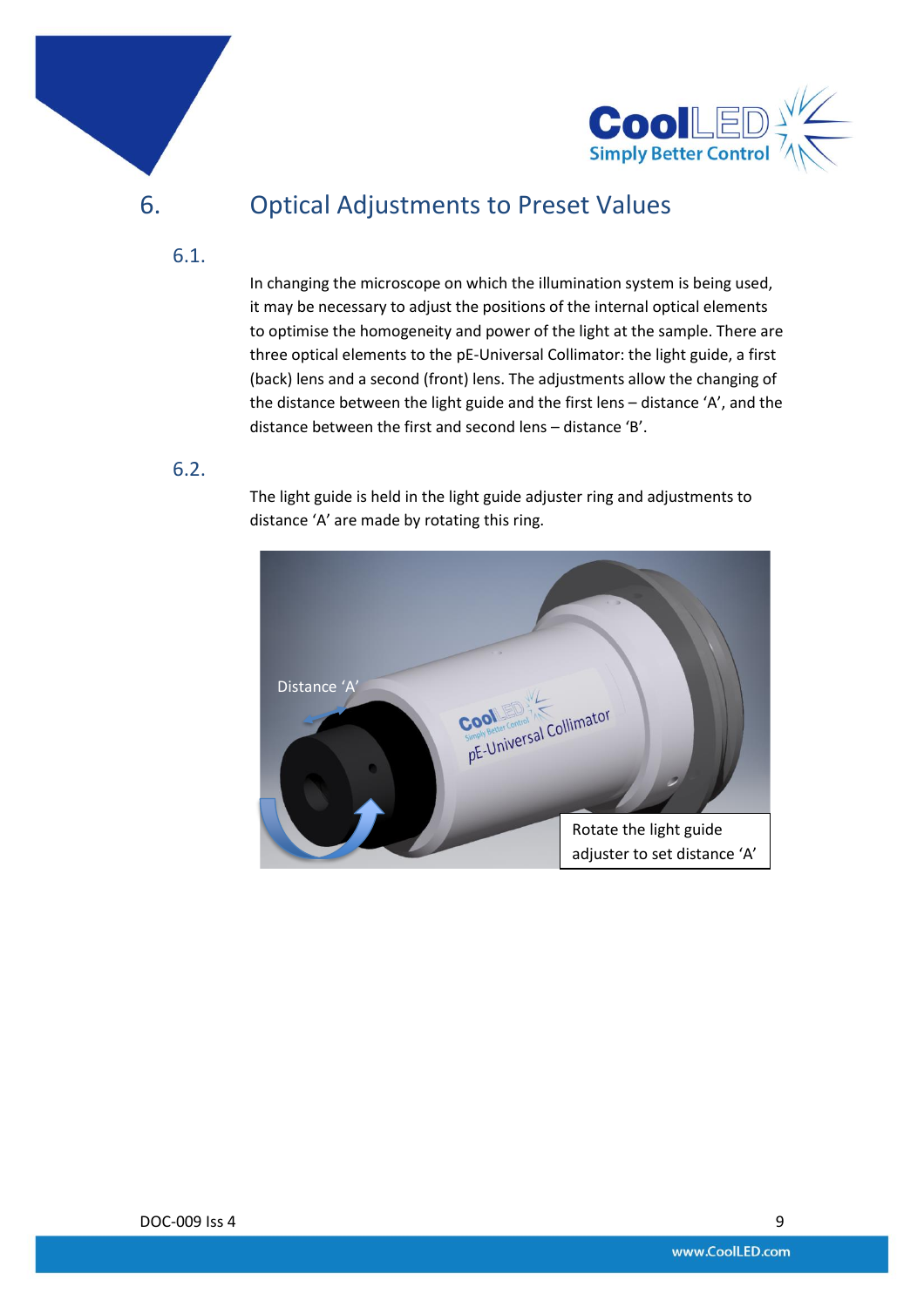# 6. Optical Adjustments to Preset Values

## 6.1.

In changing the microscope on which the illumination system is being used, it may be necessary to adjust the positions of the internal optical elements to optimise the homogeneity and power of the light at the sample. There are three optical elements to the pE-Universal Collimator: the light guide, a first (back) lens and a second (front) lens. The adjustments allow the changing of the distance between the light guide and the first lens – distance 'A', and the distance between the first and second lens – distance 'B'.

## 6.2.

The light guide is held in the light guide adjuster ring and adjustments to distance 'A' are made by rotating this ring.

Distance 'A'

Rotate the light guide adjuster to set distance 'A'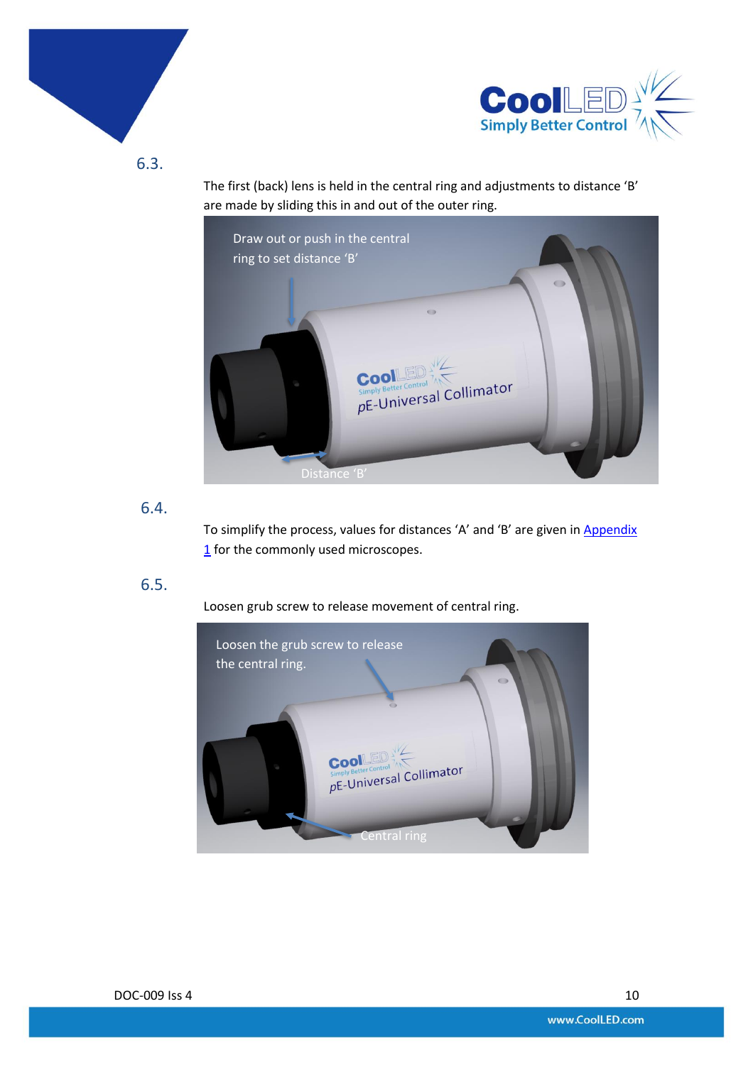6.3.

The first (back) lens is held in the central ring and adjustments to distance 'B' are made by sliding this in and out of the outer ring.

Draw out or push in the central ring to set distance 'B'

Distance 'B'

6.4.

To simplify the process, values for distances 'A' and 'B' are given in Appendix 1 for the commonly used microscopes.

6.5.

Loosen grub screw to release movement of central ring.

Loosen the grub screw to release the central ring.

Central ring

DOC-009 Iss 4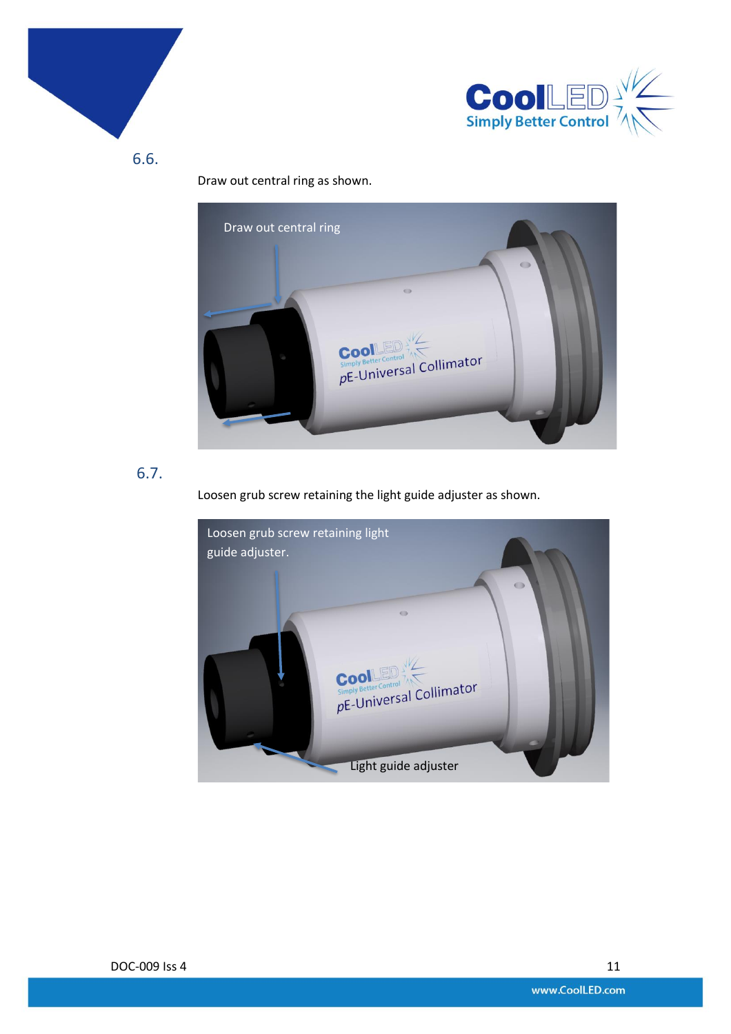6.6.

Draw out central ring as shown.

6.7.

Loosen grub screw retaining the light guide adjuster as shown.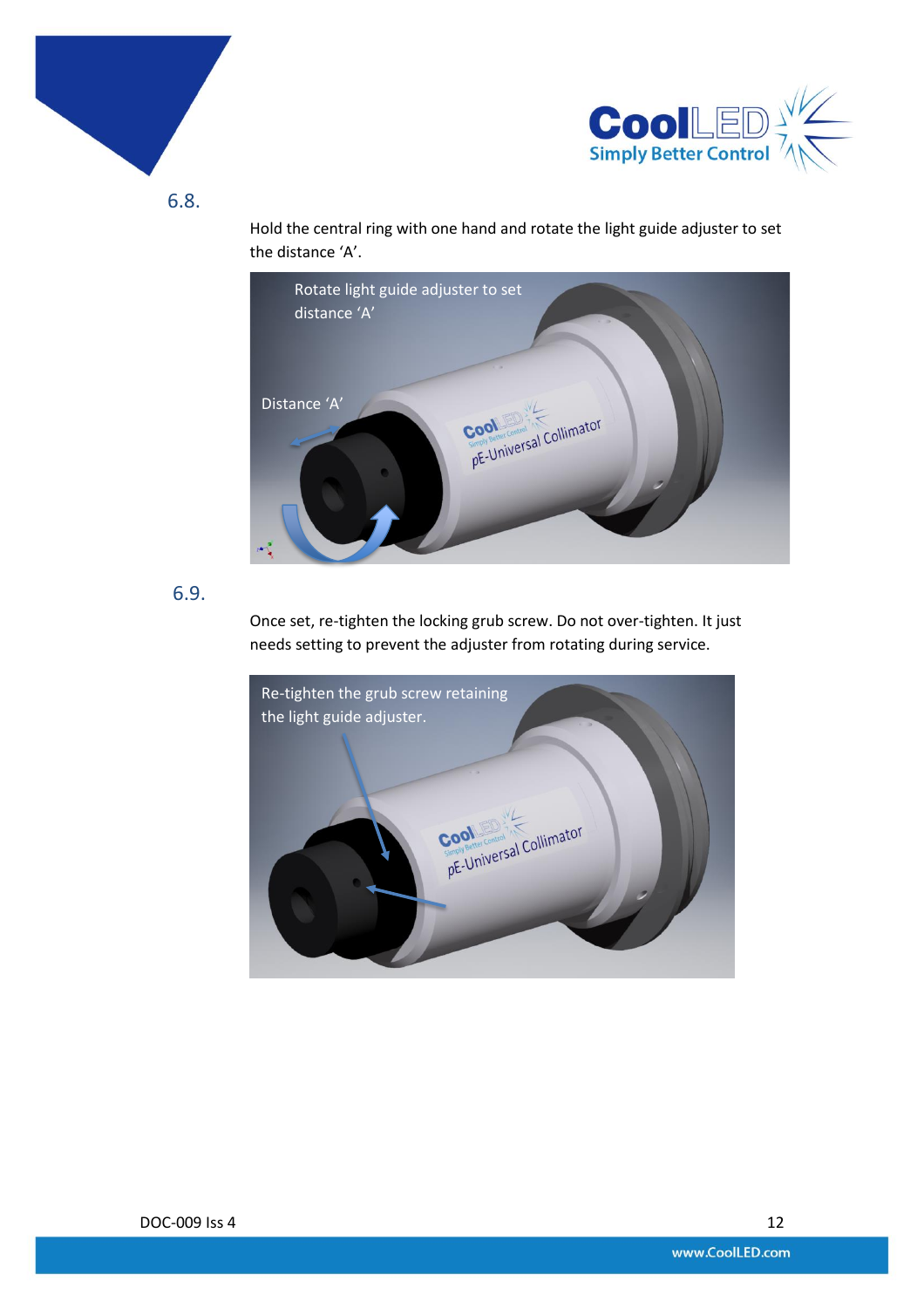6.8.

Hold the central ring with one hand and rotate the light guide adjuster to set the distance 'A'.

Rotate light guide adjuster to set distance 'A'

Distance 'A'

6.9.

Once set, re-tighten the locking grub screw. Do not over-tighten. It just needs setting to prevent the adjuster from rotating during service.

Re-tighten the grub screw retaining the light guide adjuster.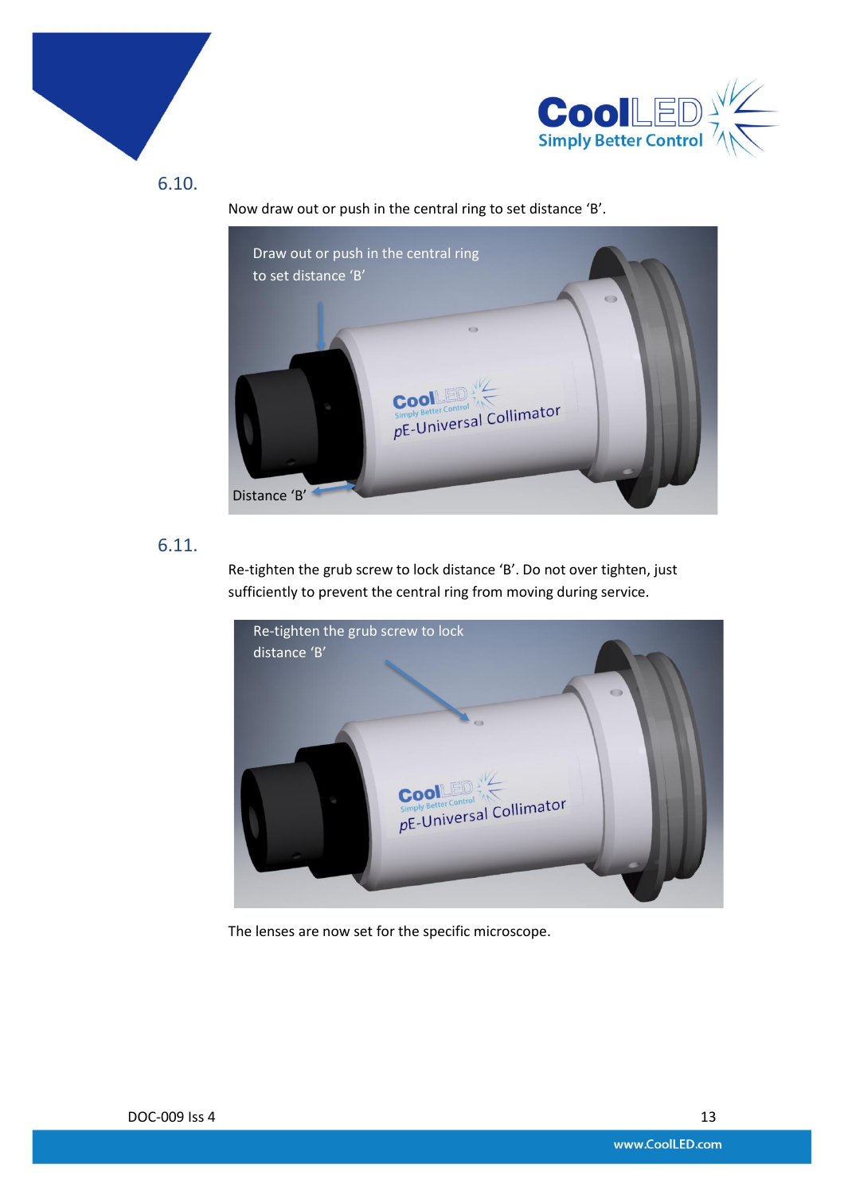## 6.10.

Now draw out or push in the central ring to set distance 'B'.

Draw out or push in the central ring to set distance 'B'

Distance 'B'

## 6.11.

Re-tighten the grub screw to lock distance 'B'. Do not over tighten, just sufficiently to prevent the central ring from moving during service.

Re-tighten the grub screw to lock distance 'B'

The lenses are now set for the specific microscope.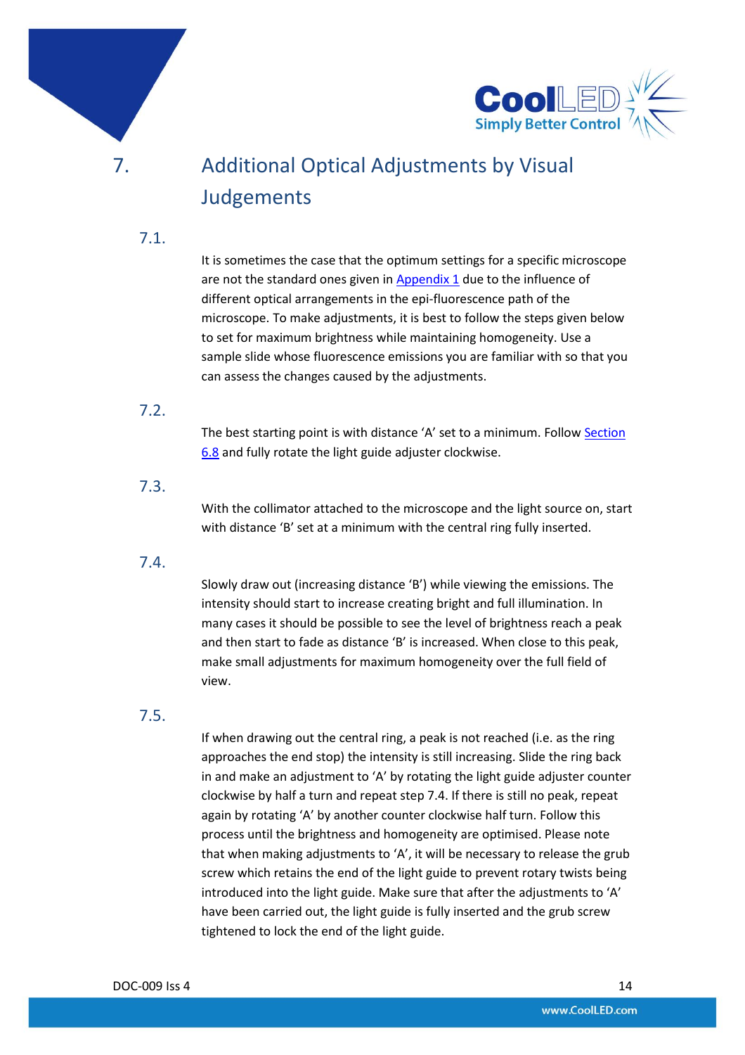# 7. Additional Optical Adjustments by Visual Judgements

## 7.1.

It is sometimes the case that the optimum settings for a specific microscope are not the standard ones given in Appendix 1 due to the influence of different optical arrangements in the epi-fluorescence path of the microscope. To make adjustments, it is best to follow the steps given below to set for maximum brightness while maintaining homogeneity. Use a sample slide whose fluorescence emissions you are familiar with so that you can assess the changes caused by the adjustments.

## 7.2.

The best starting point is with distance 'A' set to a minimum. Follow Section 6.8 and fully rotate the light guide adjuster clockwise.

## 7.3.

With the collimator attached to the microscope and the light source on, start with distance 'B' set at a minimum with the central ring fully inserted.

## 7.4.

Slowly draw out (increasing distance 'B') while viewing the emissions. The intensity should start to increase creating bright and full illumination. In many cases it should be possible to see the level of brightness reach a peak and then start to fade as distance 'B' is increased. When close to this peak, make small adjustments for maximum homogeneity over the full field of view.

## 7.5.

If when drawing out the central ring, a peak is not reached (i.e. as the ring approaches the end stop) the intensity is still increasing. Slide the ring back in and make an adjustment to 'A' by rotating the light guide adjuster counter clockwise by half a turn and repeat step 7.4. If there is still no peak, repeat again by rotating 'A' by another counter clockwise half turn. Follow this process until the brightness and homogeneity are optimised. Please note that when making adjustments to 'A', it will be necessary to release the grub screw which retains the end of the light guide to prevent rotary twists being introduced into the light guide. Make sure that after the adjustments to 'A' have been carried out, the light guide is fully inserted and the grub screw tightened to lock the end of the light guide.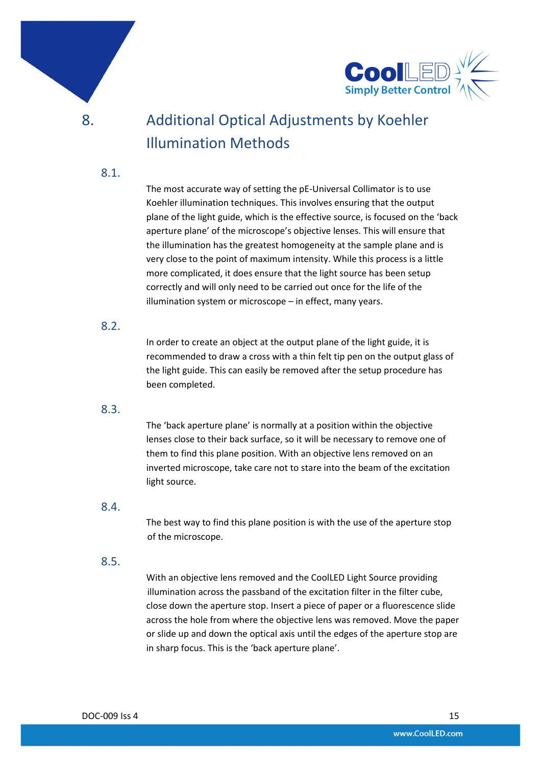# 8. Additional Optical Adjustments by Koehler Illumination Methods

## 8.1.

The most accurate way of setting the pE-Universal Collimator is to use Koehler illumination techniques. This involves ensuring that the output plane of the light guide, which is the effective source, is focused on the 'back aperture plane' of the microscope's objective lenses. This will ensure that the illumination has the greatest homogeneity at the sample plane and is very close to the point of maximum intensity. While this process is a little more complicated, it does ensure that the light source has been setup correctly and will only need to be carried out once for the life of the illumination system or microscope – in effect, many years.

## 8.2.

In order to create an object at the output plane of the light guide, it is recommended to draw a cross with a thin felt tip pen on the output glass of the light guide. This can easily be removed after the setup procedure has been completed.

## 8.3.

The 'back aperture plane' is normally at a position within the objective lenses close to their back surface, so it will be necessary to remove one of them to find this plane position. With an objective lens removed on an inverted microscope, take care not to stare into the beam of the excitation light source.

## 8.4.

The best way to find this plane position is with the use of the aperture stop of the microscope.

## 8.5.

With an objective lens removed and the CoolLED Light Source providing illumination across the passband of the excitation filter in the filter cube, close down the aperture stop. Insert a piece of paper or a fluorescence slide across the hole from where the objective lens was removed. Move the paper or slide up and down the optical axis until the edges of the aperture stop are in sharp focus. This is the 'back aperture plane'.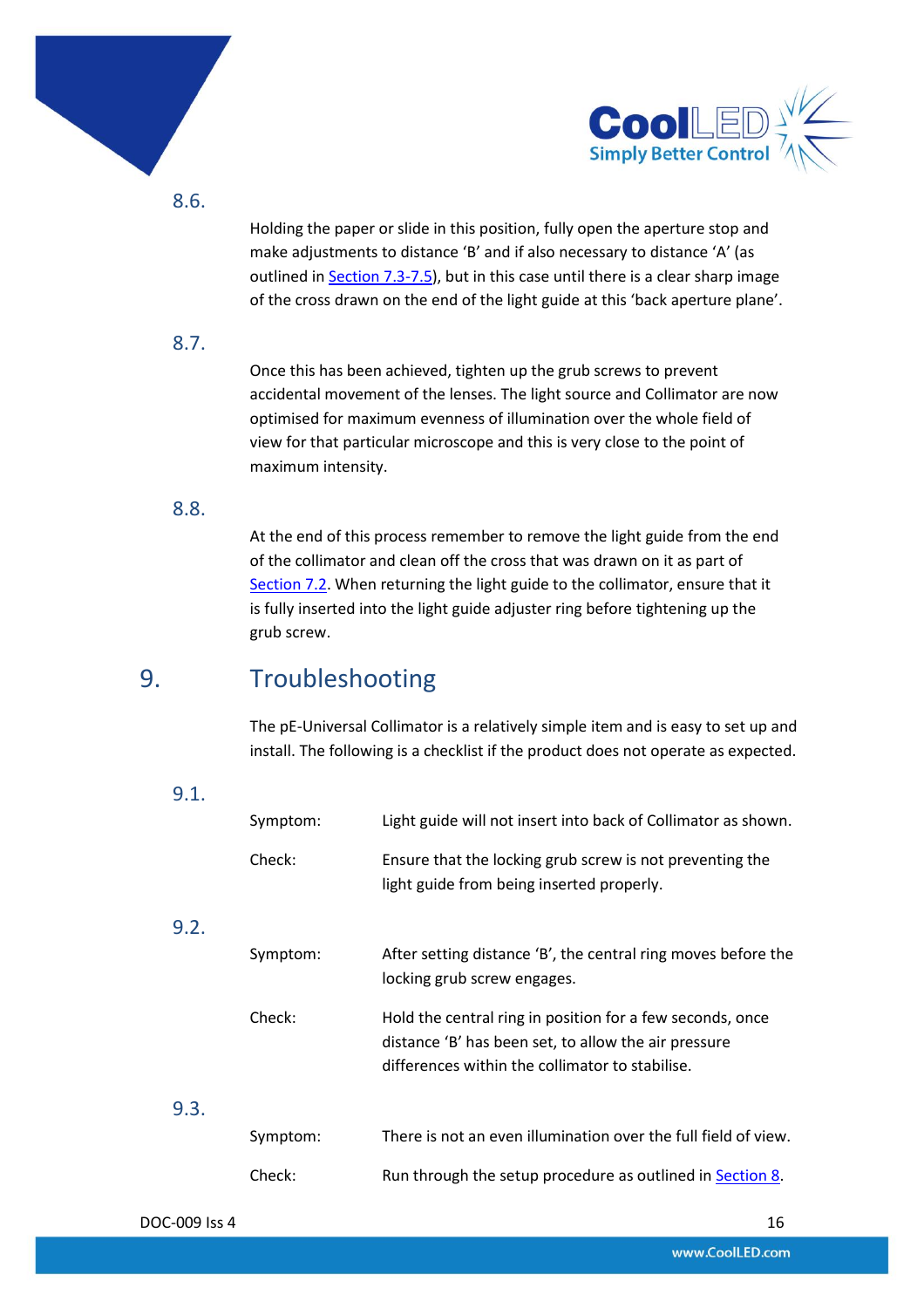8.6.

Holding the paper or slide in this position, fully open the aperture stop and make adjustments to distance 'B' and if also necessary to distance 'A' (as outlined in Section 7.3-7.5), but in this case until there is a clear sharp image of the cross drawn on the end of the light guide at this 'back aperture plane'.

8.7.

Once this has been achieved, tighten up the grub screws to prevent accidental movement of the lenses. The light source and Collimator are now optimised for maximum evenness of illumination over the whole field of view for that particular microscope and this is very close to the point of maximum intensity.

8.8.

At the end of this process remember to remove the light guide from the end of the collimator and clean off the cross that was drawn on it as part of Section 7.2. When returning the light guide to the collimator, ensure that it is fully inserted into the light guide adjuster ring before tightening up the grub screw.

# 9. Troubleshooting

The pE-Universal Collimator is a relatively simple item and is easy to set up and install. The following is a checklist if the product does not operate as expected.

9.1.

Symptom: Light guide will not insert into back of Collimator as shown.

Check: Ensure that the locking grub screw is not preventing the light guide from being inserted properly.

9.2.

Symptom: After setting distance 'B', the central ring moves before the locking grub screw engages.

Check: Hold the central ring in position for a few seconds, once distance 'B' has been set, to allow the air pressure differences within the collimator to stabilise.

9.3.

Symptom: There is not an even illumination over the full field of view.

Check: Run through the setup procedure as outlined in Section 8.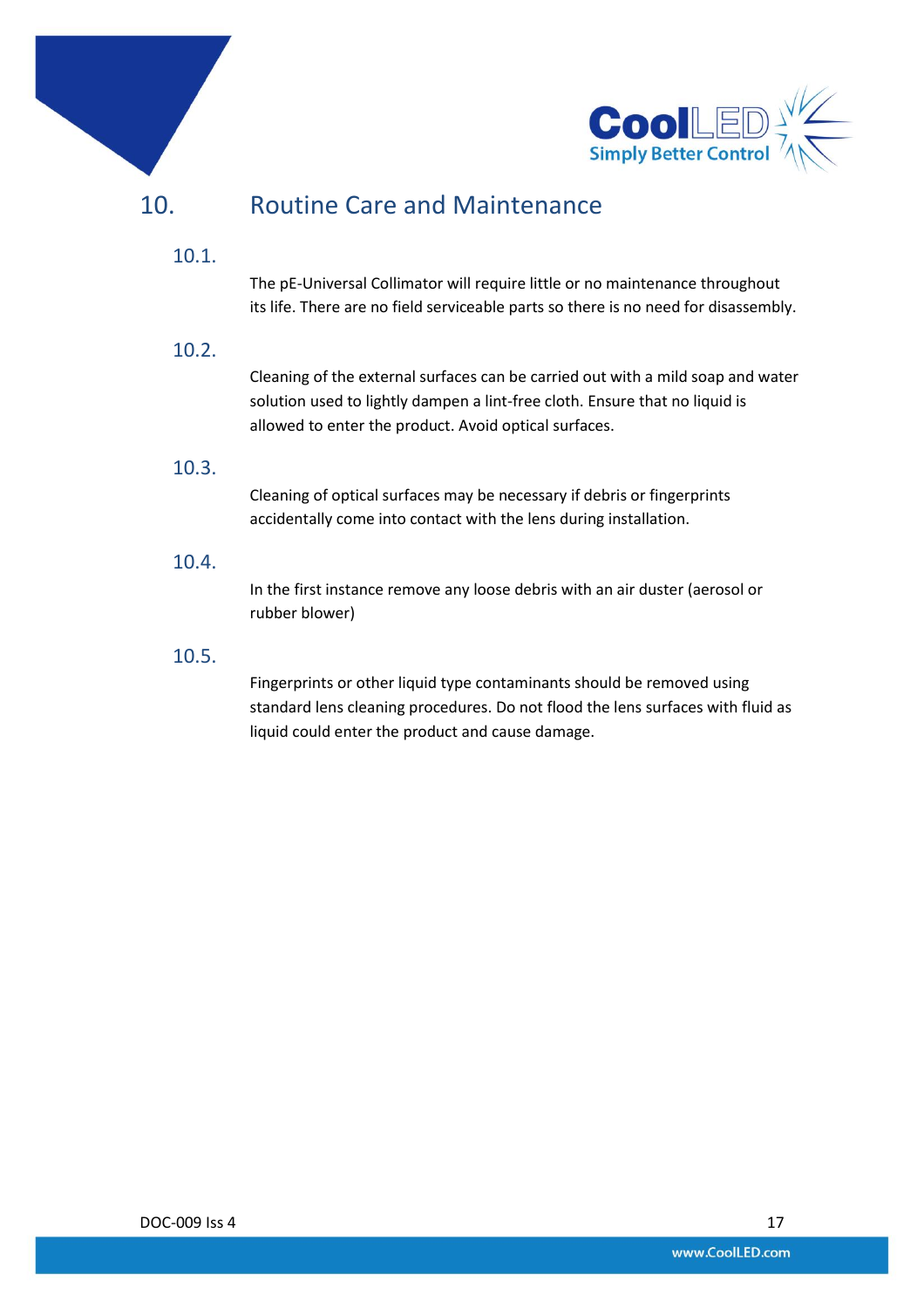# 10. Routine Care and Maintenance

### 10.1.

The pE-Universal Collimator will require little or no maintenance throughout its life. There are no field serviceable parts so there is no need for disassembly.

### 10.2.

Cleaning of the external surfaces can be carried out with a mild soap and water solution used to lightly dampen a lint-free cloth. Ensure that no liquid is allowed to enter the product. Avoid optical surfaces.

### 10.3.

Cleaning of optical surfaces may be necessary if debris or fingerprints accidentally come into contact with the lens during installation.

### 10.4.

In the first instance remove any loose debris with an air duster (aerosol or rubber blower)

### 10.5.

Fingerprints or other liquid type contaminants should be removed using standard lens cleaning procedures. Do not flood the lens surfaces with fluid as liquid could enter the product and cause damage.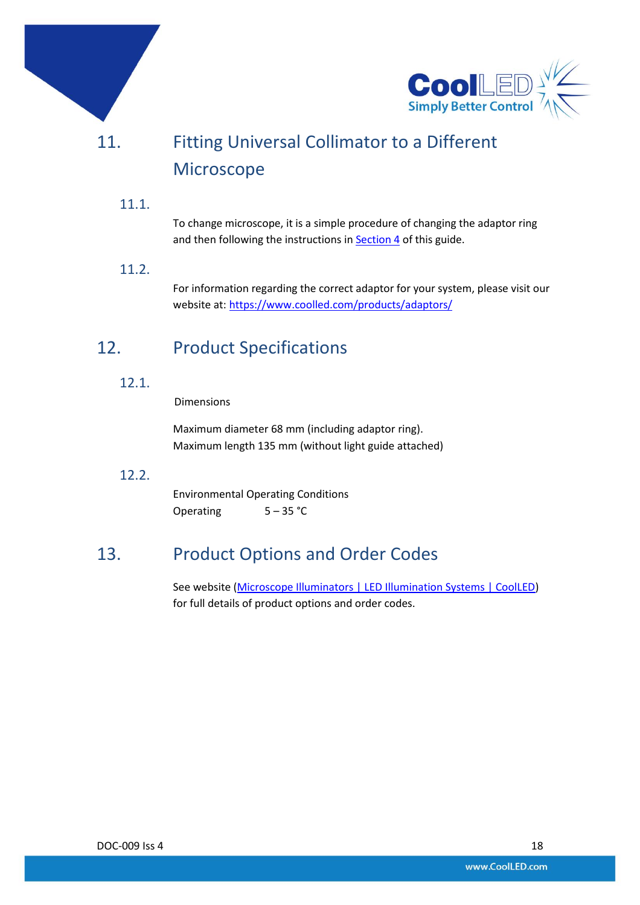## 11. Fitting Universal Collimator to a Different Microscope

### 11.1.

To change microscope, it is a simple procedure of changing the adaptor ring and then following the instructions in Section 4 of this guide.

### 11.2.

For information regarding the correct adaptor for your system, please visit our website at: https://www.coolled.com/products/adaptors/

## 12. Product Specifications

### 12.1.

Dimensions

Maximum diameter 68 mm (including adaptor ring).
Maximum length 135 mm (without light guide attached)

### 12.2.

Environmental Operating Conditions
Operating 5 – 35 °C

## 13. Product Options and Order Codes

See website (Microscope Illuminators | LED Illumination Systems | CoolLED) for full details of product options and order codes.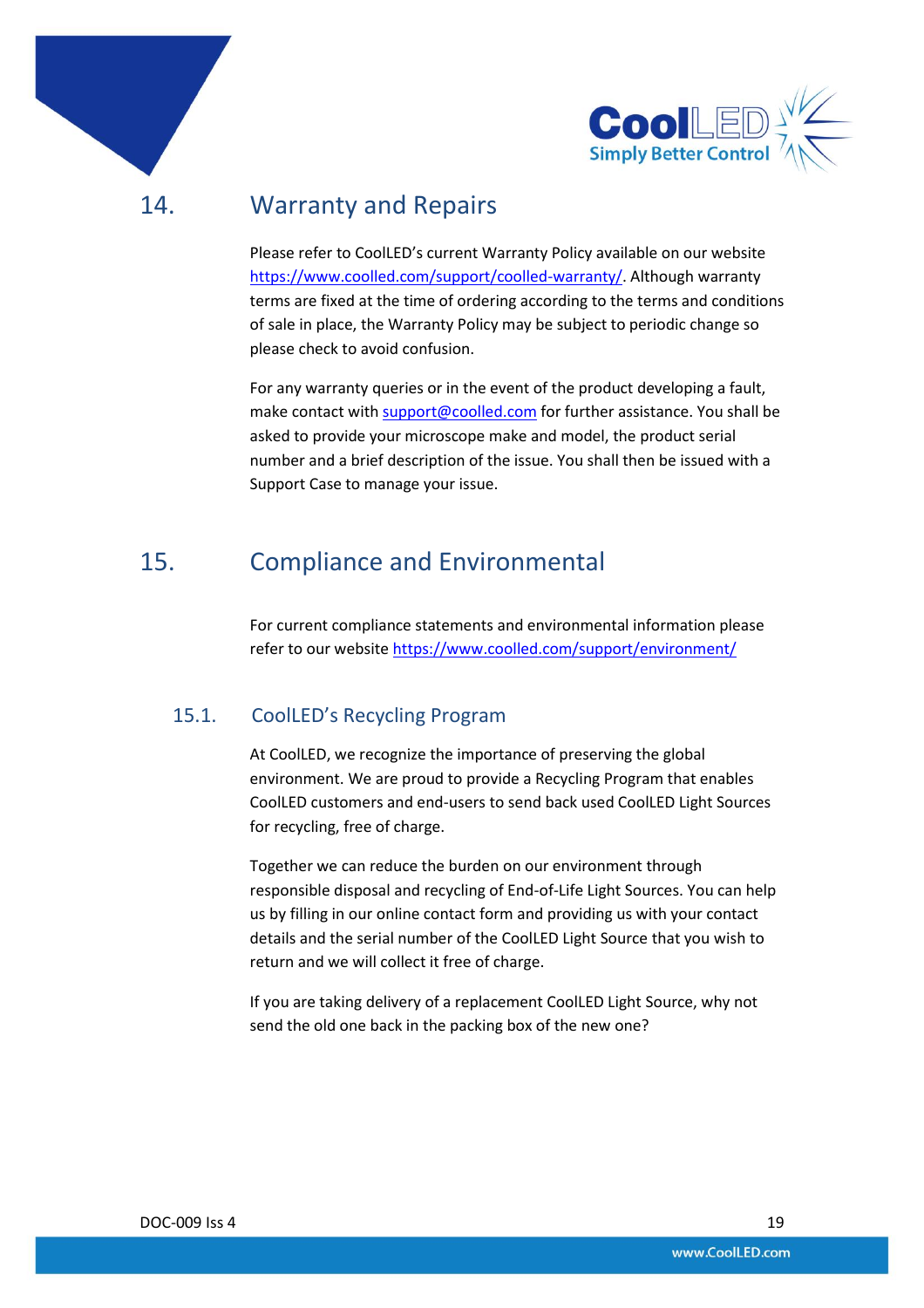# 14. Warranty and Repairs

Please refer to CoolLED's current Warranty Policy available on our website https://www.coolled.com/support/coolled-warranty/. Although warranty terms are fixed at the time of ordering according to the terms and conditions of sale in place, the Warranty Policy may be subject to periodic change so please check to avoid confusion.

For any warranty queries or in the event of the product developing a fault, make contact with support@coolled.com for further assistance. You shall be asked to provide your microscope make and model, the product serial number and a brief description of the issue. You shall then be issued with a Support Case to manage your issue.

# 15. Compliance and Environmental

For current compliance statements and environmental information please refer to our website https://www.coolled.com/support/environment/

## 15.1. CoolLED's Recycling Program

At CoolLED, we recognize the importance of preserving the global environment. We are proud to provide a Recycling Program that enables CoolLED customers and end-users to send back used CoolLED Light Sources for recycling, free of charge.

Together we can reduce the burden on our environment through responsible disposal and recycling of End-of-Life Light Sources. You can help us by filling in our online contact form and providing us with your contact details and the serial number of the CoolLED Light Source that you wish to return and we will collect it free of charge.

If you are taking delivery of a replacement CoolLED Light Source, why not send the old one back in the packing box of the new one?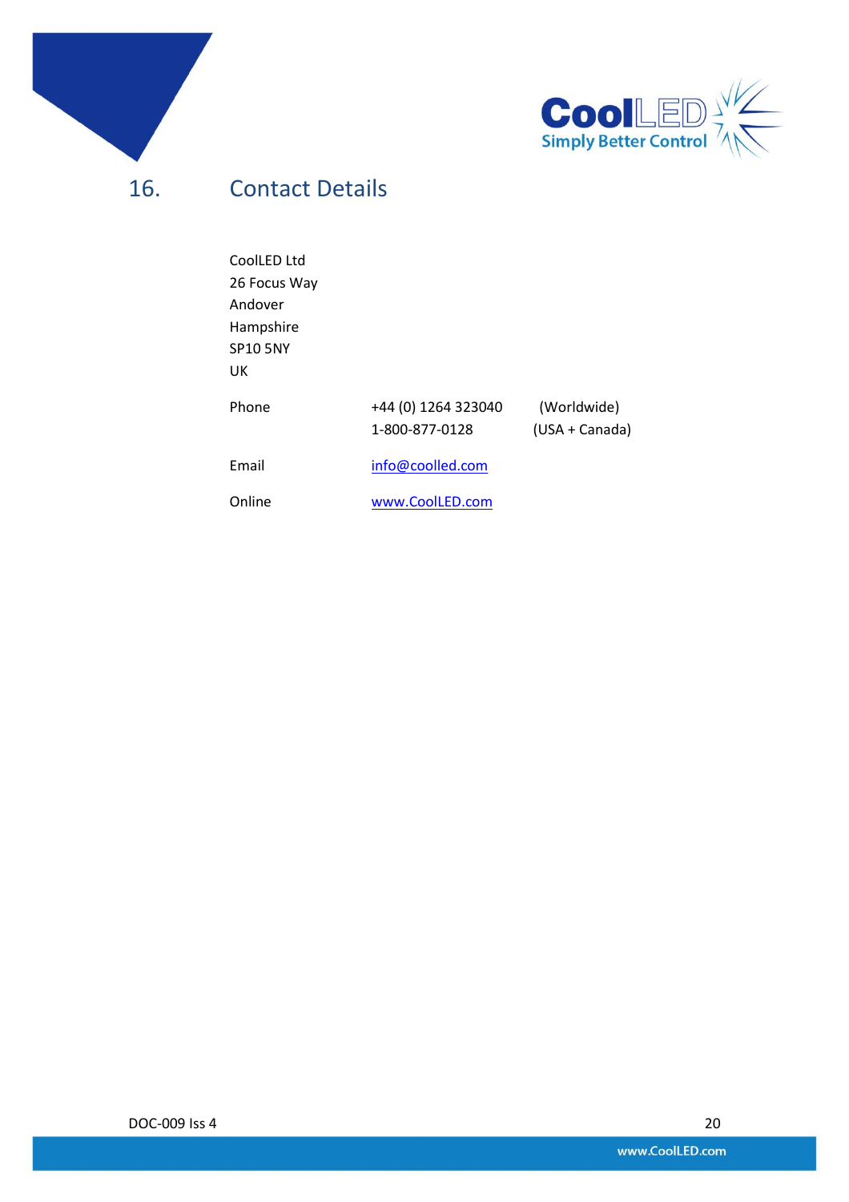# 16. Contact Details

CoolLED Ltd
26 Focus Way
Andover
Hampshire
SP10 5NY
UK

| | | |
|---|---|---|
| Phone | +44 (0) 1264 323040 | (Worldwide) |
| | 1-800-877-0128 | (USA + Canada) |
| Email | info@coolled.com | |
| Online | www.CoolLED.com | |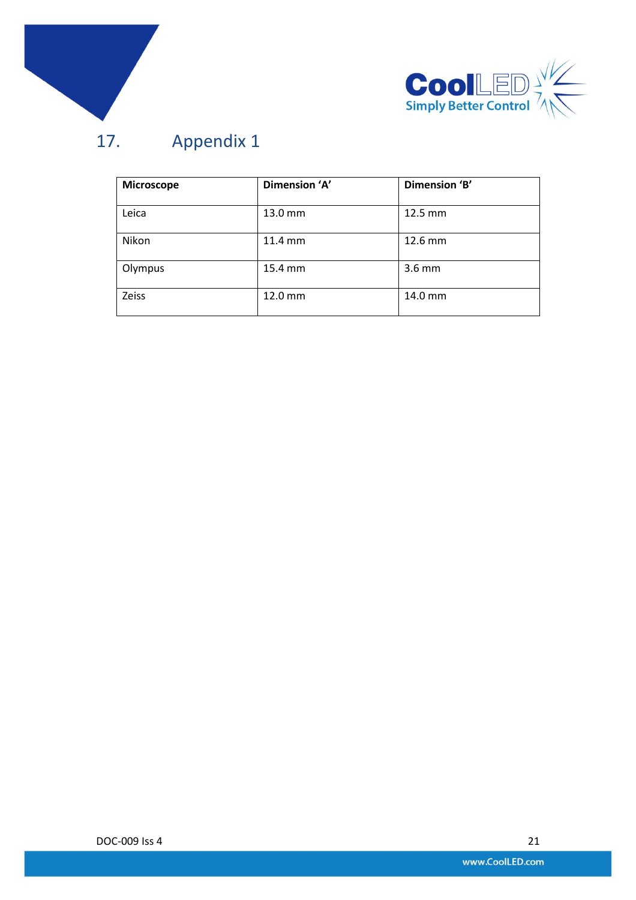# 17. Appendix 1

| Microscope | Dimension 'A' | Dimension 'B' |
|---|---|---|
| Leica | 13.0 mm | 12.5 mm |
| Nikon | 11.4 mm | 12.6 mm |
| Olympus | 15.4 mm | 3.6 mm |
| Zeiss | 12.0 mm | 14.0 mm |